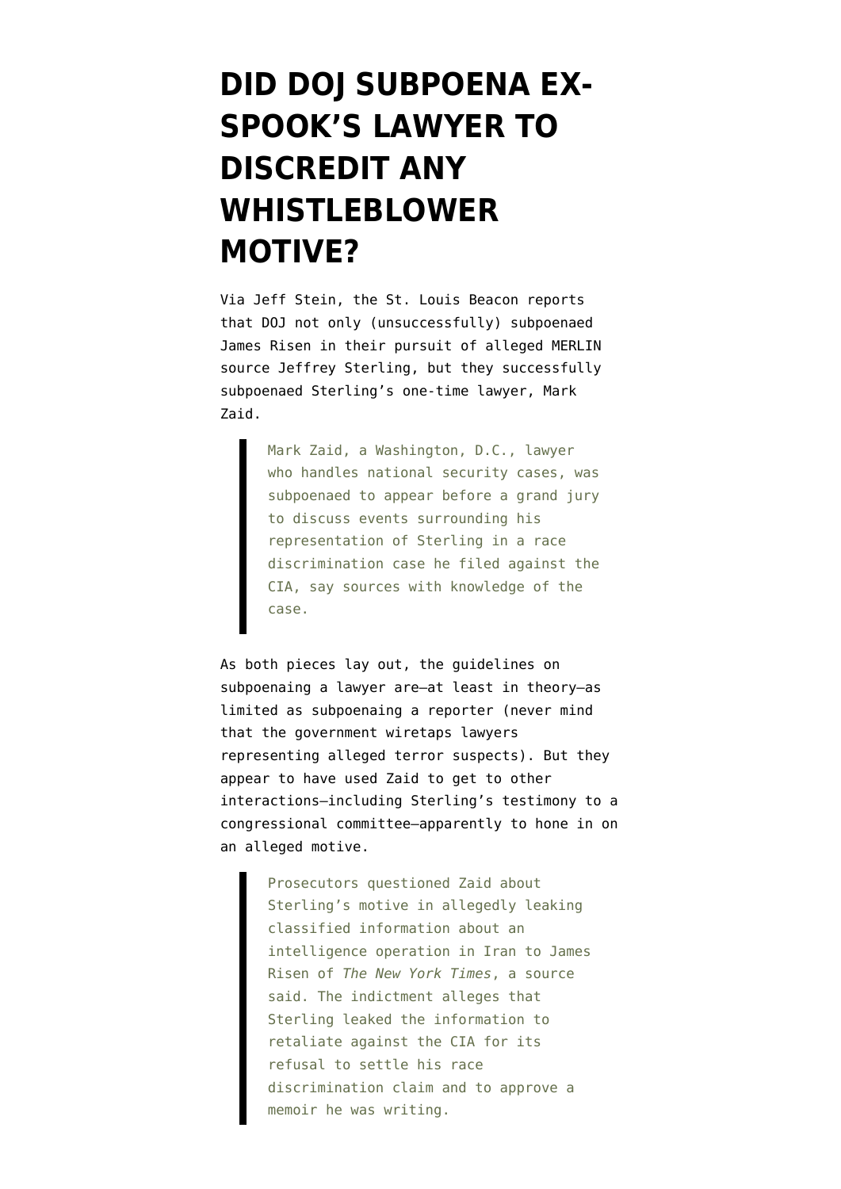# DID DOJ SUBPOENA EX-SPOOK'S LAWYER TO DISCREDIT ANY WHISTLEBLOWER MOTIVE?

Via Jeff Stein, the St. Louis Beacon reports that DOJ not only (unsuccessfully) subpoenaed James Risen in their pursuit of alleged MERLIN source Jeffrey Sterling, but they successfully subpoenaed Sterling's one-time lawyer, Mark Zaid.

> Mark Zaid, a Washington, D.C., lawyer who handles national security cases, was subpoenaed to appear before a grand jury to discuss events surrounding his representation of Sterling in a race discrimination case he filed against the CIA, say sources with knowledge of the case.

As both pieces lay out, the guidelines on subpoenaing a lawyer are—at least in theory—as limited as subpoenaing a reporter (never mind that the government wiretaps lawyers representing alleged terror suspects). But they appear to have used Zaid to get to other interactions—including Sterling's testimony to a congressional committee—apparently to hone in on an alleged motive.

> Prosecutors questioned Zaid about Sterling's motive in allegedly leaking classified information about an intelligence operation in Iran to James Risen of *The New York Times*, a source said. The indictment alleges that Sterling leaked the information to retaliate against the CIA for its refusal to settle his race discrimination claim and to approve a memoir he was writing.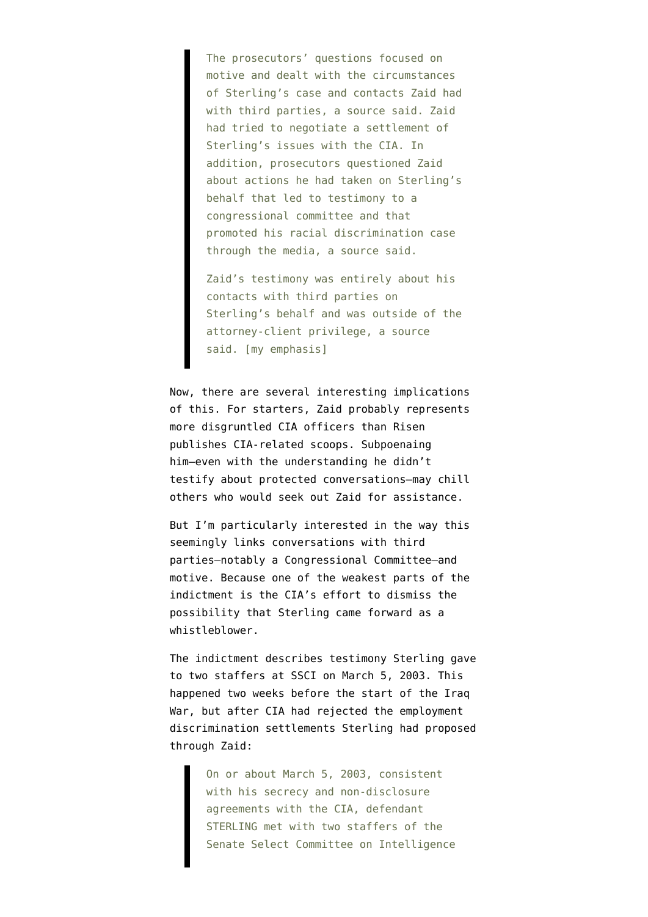> The prosecutors' questions focused on motive and dealt with the circumstances of Sterling's case and contacts Zaid had with third parties, a source said. Zaid had tried to negotiate a settlement of Sterling's issues with the CIA. In addition, prosecutors questioned Zaid about actions he had taken on Sterling's behalf that led to testimony to a congressional committee and that promoted his racial discrimination case through the media, a source said.
>
> Zaid's testimony was entirely about his contacts with third parties on Sterling's behalf and was outside of the attorney-client privilege, a source said. [my emphasis]

Now, there are several interesting implications of this. For starters, Zaid probably represents more disgruntled CIA officers than Risen publishes CIA-related scoops. Subpoenaing him–even with the understanding he didn't testify about protected conversations–may chill others who would seek out Zaid for assistance.

But I'm particularly interested in the way this seemingly links conversations with third parties–notably a Congressional Committee–and motive. Because one of the weakest parts of the indictment is the CIA's effort to dismiss the possibility that Sterling came forward as a whistleblower.

The indictment describes testimony Sterling gave to two staffers at SSCI on March 5, 2003. This happened two weeks before the start of the Iraq War, but after CIA had rejected the employment discrimination settlements Sterling had proposed through Zaid:

> On or about March 5, 2003, consistent with his secrecy and non-disclosure agreements with the CIA, defendant STERLING met with two staffers of the Senate Select Committee on Intelligence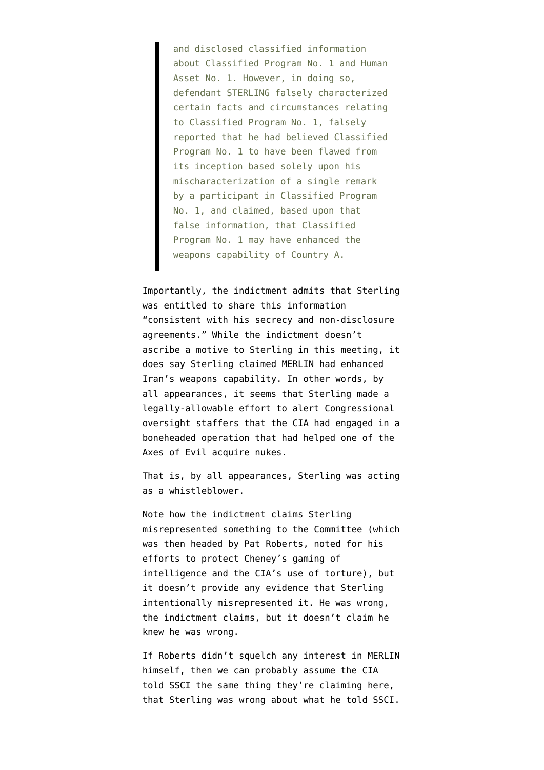> and disclosed classified information about Classified Program No. 1 and Human Asset No. 1. However, in doing so, defendant STERLING falsely characterized certain facts and circumstances relating to Classified Program No. 1, falsely reported that he had believed Classified Program No. 1 to have been flawed from its inception based solely upon his mischaracterization of a single remark by a participant in Classified Program No. 1, and claimed, based upon that false information, that Classified Program No. 1 may have enhanced the weapons capability of Country A.

Importantly, the indictment admits that Sterling was entitled to share this information "consistent with his secrecy and non-disclosure agreements." While the indictment doesn't ascribe a motive to Sterling in this meeting, it does say Sterling claimed MERLIN had enhanced Iran's weapons capability. In other words, by all appearances, it seems that Sterling made a legally-allowable effort to alert Congressional oversight staffers that the CIA had engaged in a boneheaded operation that had helped one of the Axes of Evil acquire nukes.

That is, by all appearances, Sterling was acting as a whistleblower.

Note how the indictment claims Sterling misrepresented something to the Committee (which was then headed by Pat Roberts, noted for his efforts to protect Cheney's gaming of intelligence and the CIA's use of torture), but it doesn't provide any evidence that Sterling intentionally misrepresented it. He was wrong, the indictment claims, but it doesn't claim he knew he was wrong.

If Roberts didn't squelch any interest in MERLIN himself, then we can probably assume the CIA told SSCI the same thing they're claiming here, that Sterling was wrong about what he told SSCI.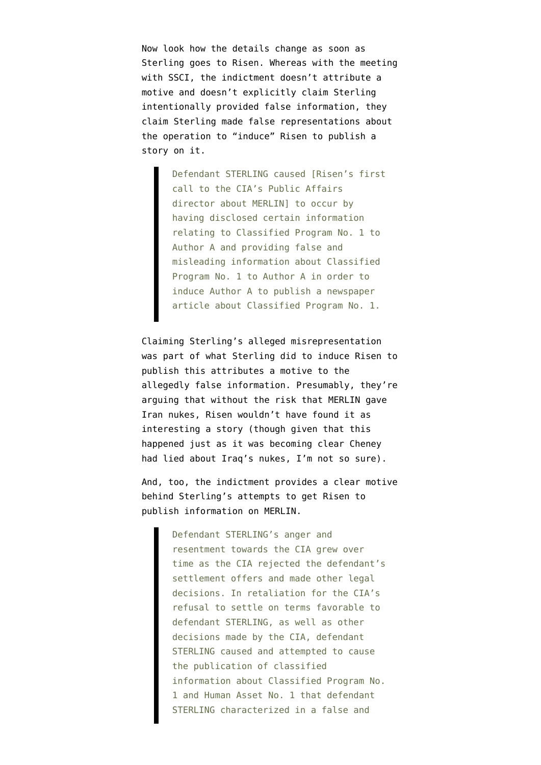Now look how the details change as soon as Sterling goes to Risen. Whereas with the meeting with SSCI, the indictment doesn't attribute a motive and doesn't explicitly claim Sterling intentionally provided false information, they claim Sterling made false representations about the operation to "induce" Risen to publish a story on it.

> Defendant STERLING caused [Risen's first call to the CIA's Public Affairs director about MERLIN] to occur by having disclosed certain information relating to Classified Program No. 1 to Author A and providing false and misleading information about Classified Program No. 1 to Author A in order to induce Author A to publish a newspaper article about Classified Program No. 1.

Claiming Sterling's alleged misrepresentation was part of what Sterling did to induce Risen to publish this attributes a motive to the allegedly false information. Presumably, they're arguing that without the risk that MERLIN gave Iran nukes, Risen wouldn't have found it as interesting a story (though given that this happened just as it was becoming clear Cheney had lied about Iraq's nukes, I'm not so sure).

And, too, the indictment provides a clear motive behind Sterling's attempts to get Risen to publish information on MERLIN.

> Defendant STERLING's anger and resentment towards the CIA grew over time as the CIA rejected the defendant's settlement offers and made other legal decisions. In retaliation for the CIA's refusal to settle on terms favorable to defendant STERLING, as well as other decisions made by the CIA, defendant STERLING caused and attempted to cause the publication of classified information about Classified Program No. 1 and Human Asset No. 1 that defendant STERLING characterized in a false and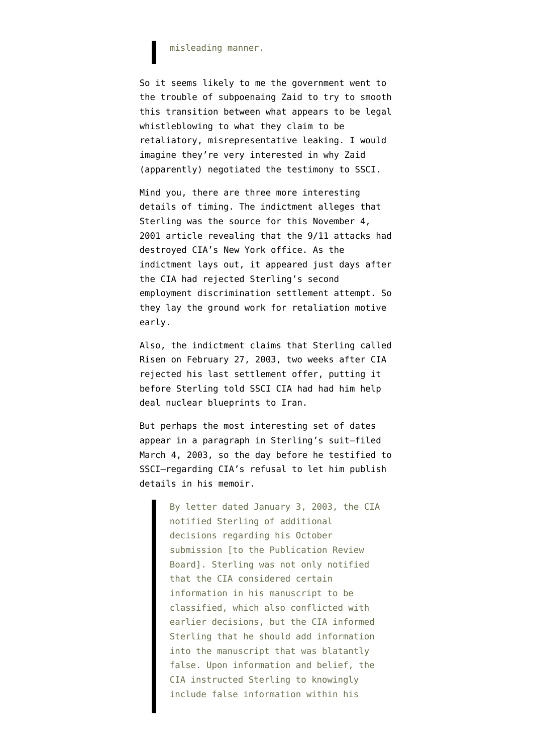> misleading manner.

So it seems likely to me the government went to the trouble of subpoenaing Zaid to try to smooth this transition between what appears to be legal whistleblowing to what they claim to be retaliatory, misrepresentative leaking. I would imagine they're very interested in why Zaid (apparently) negotiated the testimony to SSCI.

Mind you, there are three more interesting details of timing. The indictment alleges that Sterling was the source for this November 4, 2001 article revealing that the 9/11 attacks had destroyed CIA's New York office. As the indictment lays out, it appeared just days after the CIA had rejected Sterling's second employment discrimination settlement attempt. So they lay the ground work for retaliation motive early.

Also, the indictment claims that Sterling called Risen on February 27, 2003, two weeks after CIA rejected his last settlement offer, putting it before Sterling told SSCI CIA had had him help deal nuclear blueprints to Iran.

But perhaps the most interesting set of dates appear in a paragraph in Sterling's suit–filed March 4, 2003, so the day before he testified to SSCI–regarding CIA's refusal to let him publish details in his memoir.

> By letter dated January 3, 2003, the CIA notified Sterling of additional decisions regarding his October submission [to the Publication Review Board]. Sterling was not only notified that the CIA considered certain information in his manuscript to be classified, which also conflicted with earlier decisions, but the CIA informed Sterling that he should add information into the manuscript that was blatantly false. Upon information and belief, the CIA instructed Sterling to knowingly include false information within his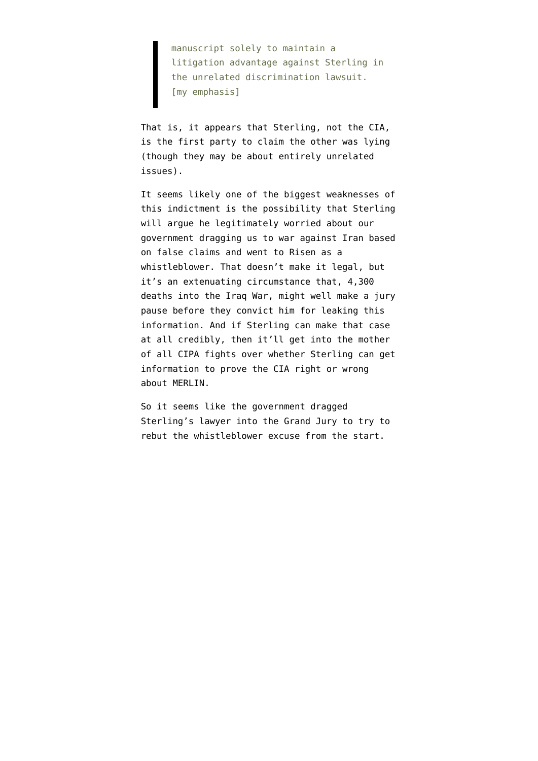> manuscript solely to maintain a litigation advantage against Sterling in the unrelated discrimination lawsuit. [my emphasis]

That is, it appears that Sterling, not the CIA, is the first party to claim the other was lying (though they may be about entirely unrelated issues).

It seems likely one of the biggest weaknesses of this indictment is the possibility that Sterling will argue he legitimately worried about our government dragging us to war against Iran based on false claims and went to Risen as a whistleblower. That doesn't make it legal, but it's an extenuating circumstance that, 4,300 deaths into the Iraq War, might well make a jury pause before they convict him for leaking this information. And if Sterling can make that case at all credibly, then it'll get into the mother of all CIPA fights over whether Sterling can get information to prove the CIA right or wrong about MERLIN.

So it seems like the government dragged Sterling's lawyer into the Grand Jury to try to rebut the whistleblower excuse from the start.